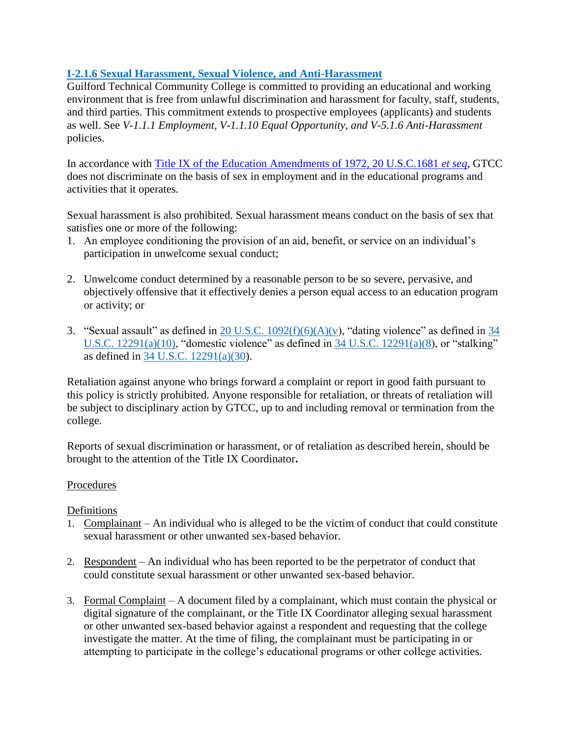## I-2.1.6 Sexual Harassment, Sexual Violence, and Anti-Harassment

Guilford Technical Community College is committed to providing an educational and working environment that is free from unlawful discrimination and harassment for faculty, staff, students, and third parties. This commitment extends to prospective employees (applicants) and students as well. See *V-1.1.1 Employment, V-1.1.10 Equal Opportunity, and V-5.1.6 Anti-Harassment* policies.

In accordance with Title IX of the Education Amendments of 1972, 20 U.S.C.1681 *et seq*, GTCC does not discriminate on the basis of sex in employment and in the educational programs and activities that it operates.

Sexual harassment is also prohibited. Sexual harassment means conduct on the basis of sex that satisfies one or more of the following:

1. An employee conditioning the provision of an aid, benefit, or service on an individual's participation in unwelcome sexual conduct;

2. Unwelcome conduct determined by a reasonable person to be so severe, pervasive, and objectively offensive that it effectively denies a person equal access to an education program or activity; or

3. "Sexual assault" as defined in 20 U.S.C. 1092(f)(6)(A)(v), "dating violence" as defined in 34 U.S.C. 12291(a)(10), "domestic violence" as defined in 34 U.S.C. 12291(a)(8), or "stalking" as defined in 34 U.S.C. 12291(a)(30).

Retaliation against anyone who brings forward a complaint or report in good faith pursuant to this policy is strictly prohibited. Anyone responsible for retaliation, or threats of retaliation will be subject to disciplinary action by GTCC, up to and including removal or termination from the college.

Reports of sexual discrimination or harassment, or of retaliation as described herein, should be brought to the attention of the Title IX Coordinator**.**

Procedures

Definitions

1. Complainant – An individual who is alleged to be the victim of conduct that could constitute sexual harassment or other unwanted sex-based behavior.

2. Respondent – An individual who has been reported to be the perpetrator of conduct that could constitute sexual harassment or other unwanted sex-based behavior.

3. Formal Complaint – A document filed by a complainant, which must contain the physical or digital signature of the complainant, or the Title IX Coordinator alleging sexual harassment or other unwanted sex-based behavior against a respondent and requesting that the college investigate the matter. At the time of filing, the complainant must be participating in or attempting to participate in the college's educational programs or other college activities.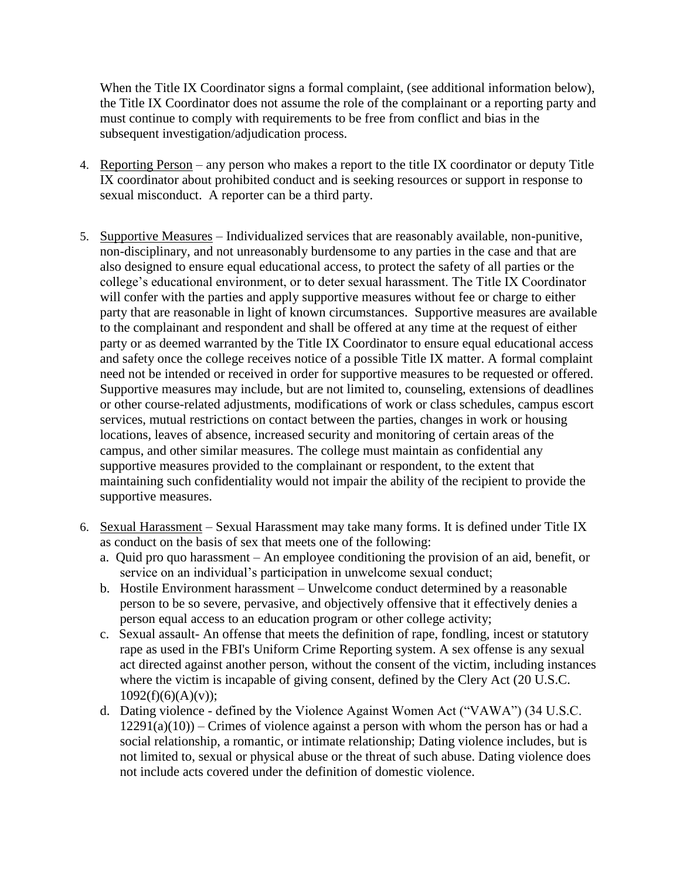When the Title IX Coordinator signs a formal complaint, (see additional information below), the Title IX Coordinator does not assume the role of the complainant or a reporting party and must continue to comply with requirements to be free from conflict and bias in the subsequent investigation/adjudication process.

4. Reporting Person – any person who makes a report to the title IX coordinator or deputy Title IX coordinator about prohibited conduct and is seeking resources or support in response to sexual misconduct. A reporter can be a third party.

5. Supportive Measures – Individualized services that are reasonably available, non-punitive, non-disciplinary, and not unreasonably burdensome to any parties in the case and that are also designed to ensure equal educational access, to protect the safety of all parties or the college's educational environment, or to deter sexual harassment. The Title IX Coordinator will confer with the parties and apply supportive measures without fee or charge to either party that are reasonable in light of known circumstances. Supportive measures are available to the complainant and respondent and shall be offered at any time at the request of either party or as deemed warranted by the Title IX Coordinator to ensure equal educational access and safety once the college receives notice of a possible Title IX matter. A formal complaint need not be intended or received in order for supportive measures to be requested or offered. Supportive measures may include, but are not limited to, counseling, extensions of deadlines or other course-related adjustments, modifications of work or class schedules, campus escort services, mutual restrictions on contact between the parties, changes in work or housing locations, leaves of absence, increased security and monitoring of certain areas of the campus, and other similar measures. The college must maintain as confidential any supportive measures provided to the complainant or respondent, to the extent that maintaining such confidentiality would not impair the ability of the recipient to provide the supportive measures.

6. Sexual Harassment – Sexual Harassment may take many forms. It is defined under Title IX as conduct on the basis of sex that meets one of the following:
   a. Quid pro quo harassment – An employee conditioning the provision of an aid, benefit, or service on an individual's participation in unwelcome sexual conduct;
   b. Hostile Environment harassment – Unwelcome conduct determined by a reasonable person to be so severe, pervasive, and objectively offensive that it effectively denies a person equal access to an education program or other college activity;
   c. Sexual assault- An offense that meets the definition of rape, fondling, incest or statutory rape as used in the FBI's Uniform Crime Reporting system. A sex offense is any sexual act directed against another person, without the consent of the victim, including instances where the victim is incapable of giving consent, defined by the Clery Act (20 U.S.C. 1092(f)(6)(A)(v));
   d. Dating violence - defined by the Violence Against Women Act ("VAWA") (34 U.S.C. 12291(a)(10)) – Crimes of violence against a person with whom the person has or had a social relationship, a romantic, or intimate relationship; Dating violence includes, but is not limited to, sexual or physical abuse or the threat of such abuse. Dating violence does not include acts covered under the definition of domestic violence.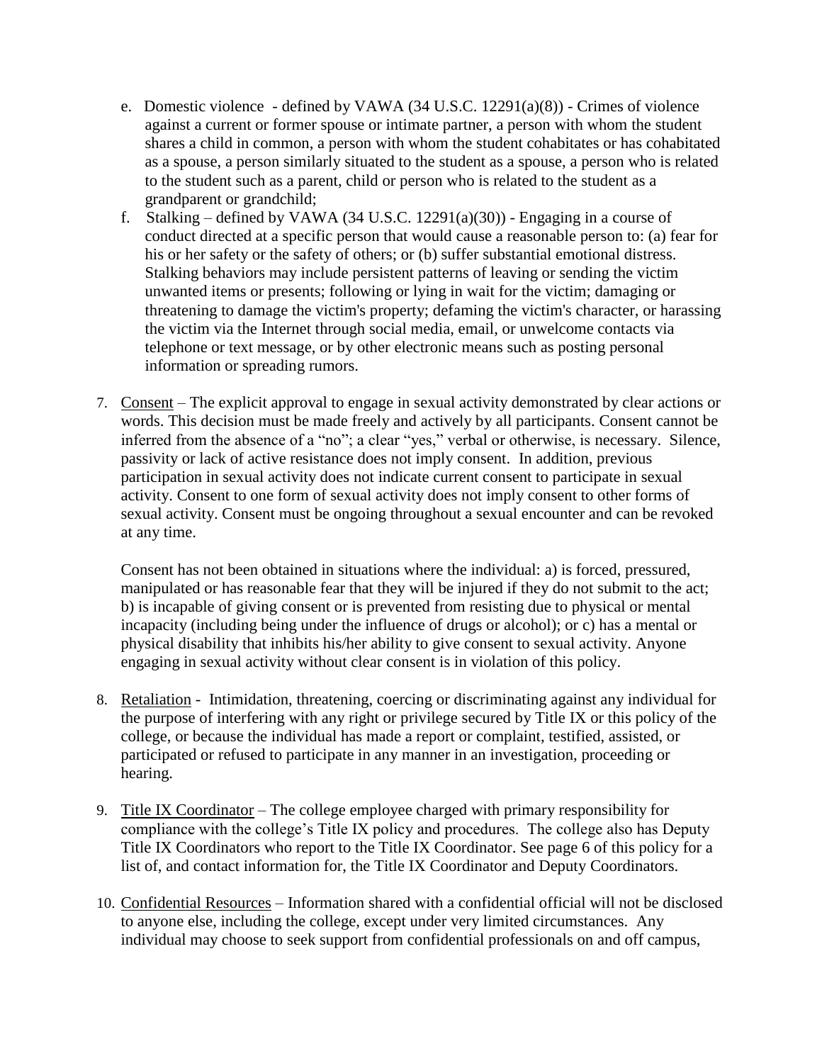e. Domestic violence - defined by VAWA (34 U.S.C. 12291(a)(8)) - Crimes of violence against a current or former spouse or intimate partner, a person with whom the student shares a child in common, a person with whom the student cohabitates or has cohabitated as a spouse, a person similarly situated to the student as a spouse, a person who is related to the student such as a parent, child or person who is related to the student as a grandparent or grandchild;

f. Stalking – defined by VAWA (34 U.S.C. 12291(a)(30)) - Engaging in a course of conduct directed at a specific person that would cause a reasonable person to: (a) fear for his or her safety or the safety of others; or (b) suffer substantial emotional distress. Stalking behaviors may include persistent patterns of leaving or sending the victim unwanted items or presents; following or lying in wait for the victim; damaging or threatening to damage the victim's property; defaming the victim's character, or harassing the victim via the Internet through social media, email, or unwelcome contacts via telephone or text message, or by other electronic means such as posting personal information or spreading rumors.

7. Consent – The explicit approval to engage in sexual activity demonstrated by clear actions or words. This decision must be made freely and actively by all participants. Consent cannot be inferred from the absence of a "no"; a clear "yes," verbal or otherwise, is necessary. Silence, passivity or lack of active resistance does not imply consent. In addition, previous participation in sexual activity does not indicate current consent to participate in sexual activity. Consent to one form of sexual activity does not imply consent to other forms of sexual activity. Consent must be ongoing throughout a sexual encounter and can be revoked at any time.

   Consent has not been obtained in situations where the individual: a) is forced, pressured, manipulated or has reasonable fear that they will be injured if they do not submit to the act; b) is incapable of giving consent or is prevented from resisting due to physical or mental incapacity (including being under the influence of drugs or alcohol); or c) has a mental or physical disability that inhibits his/her ability to give consent to sexual activity. Anyone engaging in sexual activity without clear consent is in violation of this policy.

8. Retaliation - Intimidation, threatening, coercing or discriminating against any individual for the purpose of interfering with any right or privilege secured by Title IX or this policy of the college, or because the individual has made a report or complaint, testified, assisted, or participated or refused to participate in any manner in an investigation, proceeding or hearing.

9. Title IX Coordinator – The college employee charged with primary responsibility for compliance with the college's Title IX policy and procedures. The college also has Deputy Title IX Coordinators who report to the Title IX Coordinator. See page 6 of this policy for a list of, and contact information for, the Title IX Coordinator and Deputy Coordinators.

10. Confidential Resources – Information shared with a confidential official will not be disclosed to anyone else, including the college, except under very limited circumstances. Any individual may choose to seek support from confidential professionals on and off campus,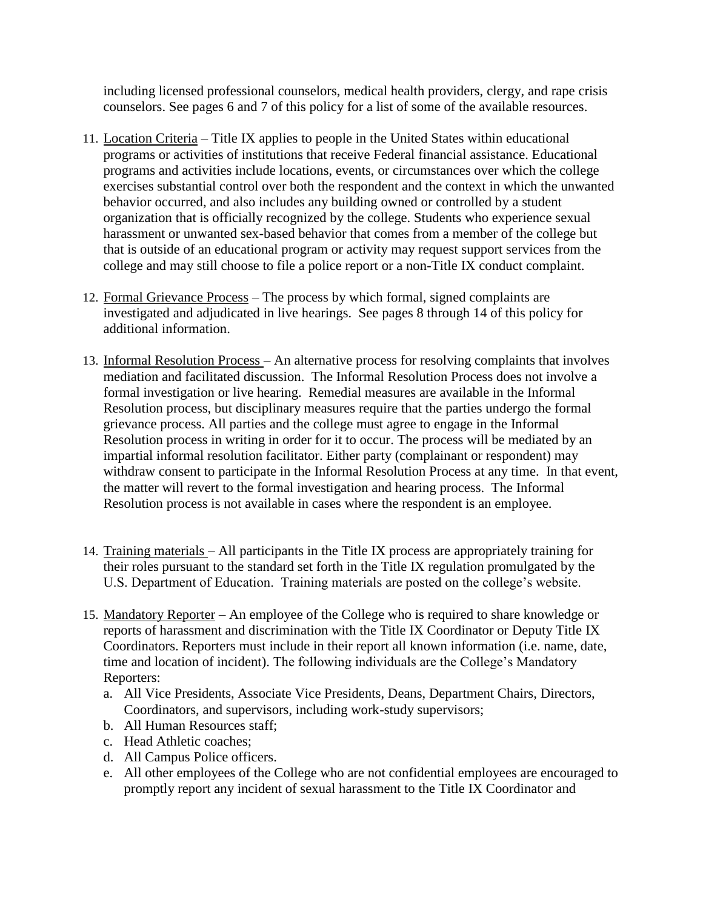including licensed professional counselors, medical health providers, clergy, and rape crisis counselors. See pages 6 and 7 of this policy for a list of some of the available resources.

11. Location Criteria – Title IX applies to people in the United States within educational programs or activities of institutions that receive Federal financial assistance. Educational programs and activities include locations, events, or circumstances over which the college exercises substantial control over both the respondent and the context in which the unwanted behavior occurred, and also includes any building owned or controlled by a student organization that is officially recognized by the college. Students who experience sexual harassment or unwanted sex-based behavior that comes from a member of the college but that is outside of an educational program or activity may request support services from the college and may still choose to file a police report or a non-Title IX conduct complaint.

12. Formal Grievance Process – The process by which formal, signed complaints are investigated and adjudicated in live hearings. See pages 8 through 14 of this policy for additional information.

13. Informal Resolution Process – An alternative process for resolving complaints that involves mediation and facilitated discussion. The Informal Resolution Process does not involve a formal investigation or live hearing. Remedial measures are available in the Informal Resolution process, but disciplinary measures require that the parties undergo the formal grievance process. All parties and the college must agree to engage in the Informal Resolution process in writing in order for it to occur. The process will be mediated by an impartial informal resolution facilitator. Either party (complainant or respondent) may withdraw consent to participate in the Informal Resolution Process at any time. In that event, the matter will revert to the formal investigation and hearing process. The Informal Resolution process is not available in cases where the respondent is an employee.

14. Training materials – All participants in the Title IX process are appropriately training for their roles pursuant to the standard set forth in the Title IX regulation promulgated by the U.S. Department of Education. Training materials are posted on the college's website.

15. Mandatory Reporter – An employee of the College who is required to share knowledge or reports of harassment and discrimination with the Title IX Coordinator or Deputy Title IX Coordinators. Reporters must include in their report all known information (i.e. name, date, time and location of incident). The following individuals are the College's Mandatory Reporters:
    a. All Vice Presidents, Associate Vice Presidents, Deans, Department Chairs, Directors, Coordinators, and supervisors, including work-study supervisors;
    b. All Human Resources staff;
    c. Head Athletic coaches;
    d. All Campus Police officers.
    e. All other employees of the College who are not confidential employees are encouraged to promptly report any incident of sexual harassment to the Title IX Coordinator and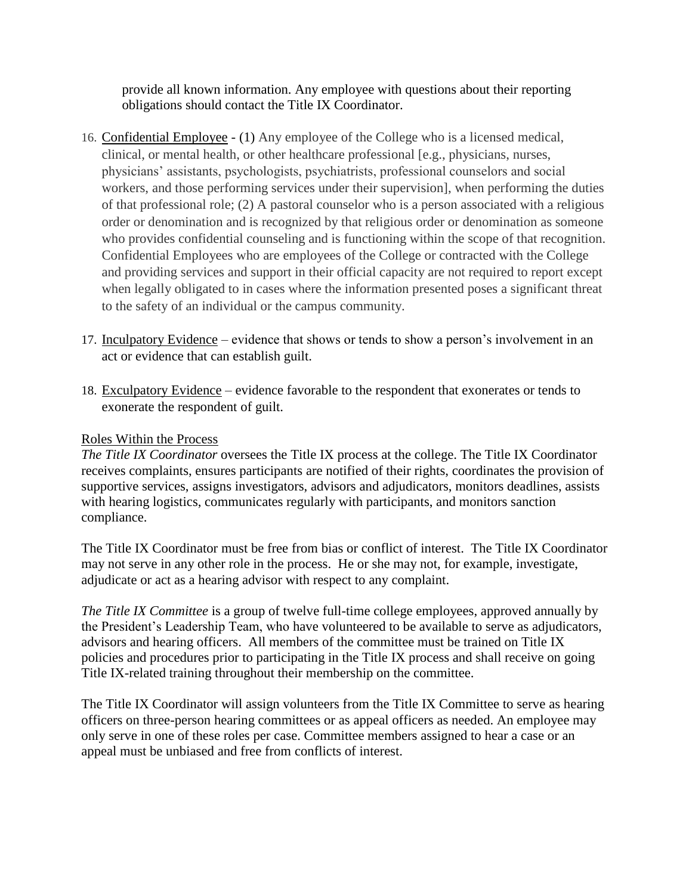provide all known information. Any employee with questions about their reporting obligations should contact the Title IX Coordinator.

16. Confidential Employee - (1) Any employee of the College who is a licensed medical, clinical, or mental health, or other healthcare professional [e.g., physicians, nurses, physicians' assistants, psychologists, psychiatrists, professional counselors and social workers, and those performing services under their supervision], when performing the duties of that professional role; (2) A pastoral counselor who is a person associated with a religious order or denomination and is recognized by that religious order or denomination as someone who provides confidential counseling and is functioning within the scope of that recognition. Confidential Employees who are employees of the College or contracted with the College and providing services and support in their official capacity are not required to report except when legally obligated to in cases where the information presented poses a significant threat to the safety of an individual or the campus community.

17. Inculpatory Evidence – evidence that shows or tends to show a person's involvement in an act or evidence that can establish guilt.

18. Exculpatory Evidence – evidence favorable to the respondent that exonerates or tends to exonerate the respondent of guilt.

Roles Within the Process

*The Title IX Coordinator* oversees the Title IX process at the college. The Title IX Coordinator receives complaints, ensures participants are notified of their rights, coordinates the provision of supportive services, assigns investigators, advisors and adjudicators, monitors deadlines, assists with hearing logistics, communicates regularly with participants, and monitors sanction compliance.

The Title IX Coordinator must be free from bias or conflict of interest. The Title IX Coordinator may not serve in any other role in the process. He or she may not, for example, investigate, adjudicate or act as a hearing advisor with respect to any complaint.

*The Title IX Committee* is a group of twelve full-time college employees, approved annually by the President's Leadership Team, who have volunteered to be available to serve as adjudicators, advisors and hearing officers. All members of the committee must be trained on Title IX policies and procedures prior to participating in the Title IX process and shall receive on going Title IX-related training throughout their membership on the committee.

The Title IX Coordinator will assign volunteers from the Title IX Committee to serve as hearing officers on three-person hearing committees or as appeal officers as needed. An employee may only serve in one of these roles per case. Committee members assigned to hear a case or an appeal must be unbiased and free from conflicts of interest.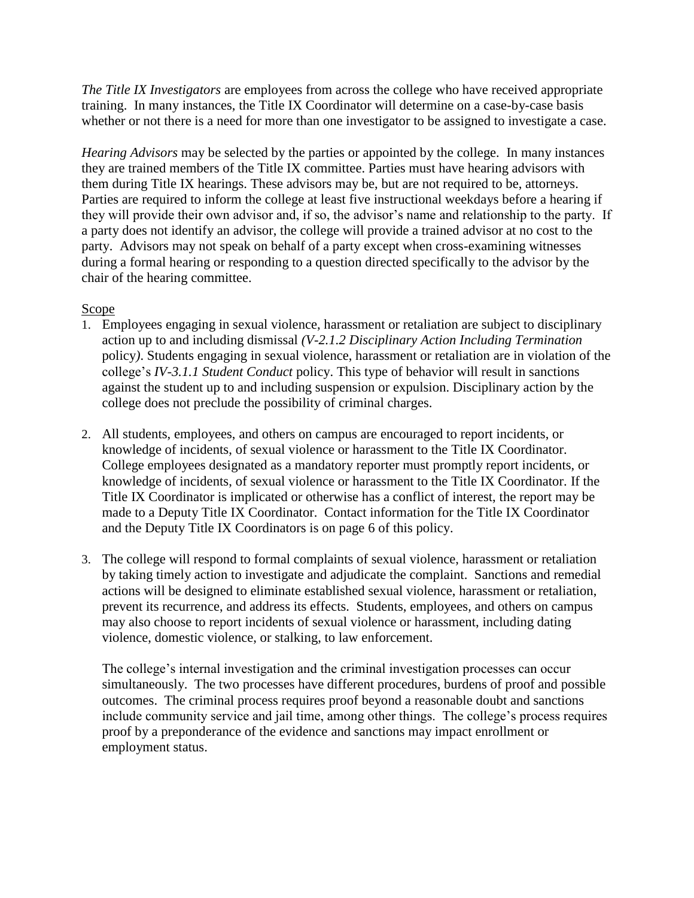*The Title IX Investigators* are employees from across the college who have received appropriate training. In many instances, the Title IX Coordinator will determine on a case-by-case basis whether or not there is a need for more than one investigator to be assigned to investigate a case.

*Hearing Advisors* may be selected by the parties or appointed by the college. In many instances they are trained members of the Title IX committee. Parties must have hearing advisors with them during Title IX hearings. These advisors may be, but are not required to be, attorneys. Parties are required to inform the college at least five instructional weekdays before a hearing if they will provide their own advisor and, if so, the advisor's name and relationship to the party. If a party does not identify an advisor, the college will provide a trained advisor at no cost to the party. Advisors may not speak on behalf of a party except when cross-examining witnesses during a formal hearing or responding to a question directed specifically to the advisor by the chair of the hearing committee.

<u>Scope</u>

1. Employees engaging in sexual violence, harassment or retaliation are subject to disciplinary action up to and including dismissal *(V-2.1.2 Disciplinary Action Including Termination* policy*)*. Students engaging in sexual violence, harassment or retaliation are in violation of the college's *IV-3.1.1 Student Conduct* policy. This type of behavior will result in sanctions against the student up to and including suspension or expulsion. Disciplinary action by the college does not preclude the possibility of criminal charges.

2. All students, employees, and others on campus are encouraged to report incidents, or knowledge of incidents, of sexual violence or harassment to the Title IX Coordinator. College employees designated as a mandatory reporter must promptly report incidents, or knowledge of incidents, of sexual violence or harassment to the Title IX Coordinator. If the Title IX Coordinator is implicated or otherwise has a conflict of interest, the report may be made to a Deputy Title IX Coordinator. Contact information for the Title IX Coordinator and the Deputy Title IX Coordinators is on page 6 of this policy.

3. The college will respond to formal complaints of sexual violence, harassment or retaliation by taking timely action to investigate and adjudicate the complaint. Sanctions and remedial actions will be designed to eliminate established sexual violence, harassment or retaliation, prevent its recurrence, and address its effects. Students, employees, and others on campus may also choose to report incidents of sexual violence or harassment, including dating violence, domestic violence, or stalking, to law enforcement.

   The college's internal investigation and the criminal investigation processes can occur simultaneously. The two processes have different procedures, burdens of proof and possible outcomes. The criminal process requires proof beyond a reasonable doubt and sanctions include community service and jail time, among other things. The college's process requires proof by a preponderance of the evidence and sanctions may impact enrollment or employment status.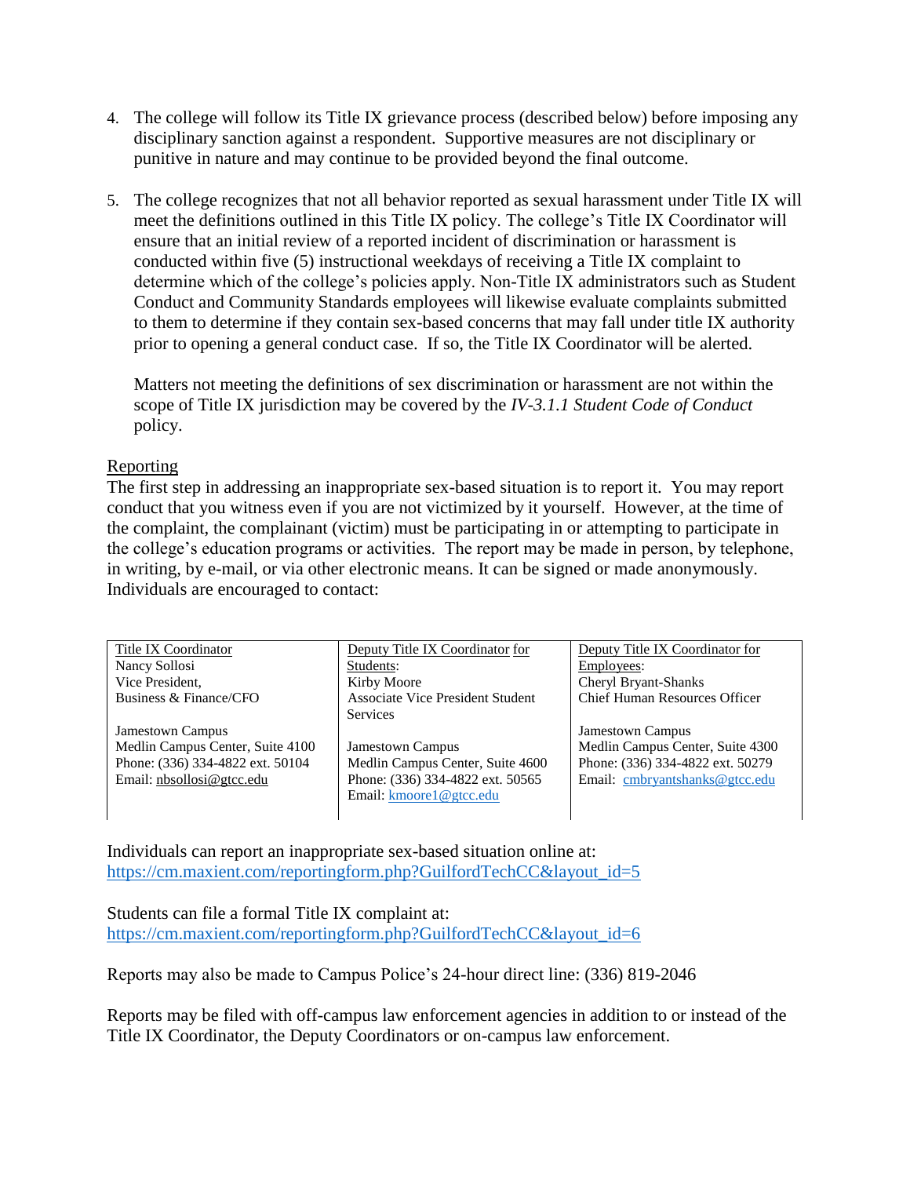4. The college will follow its Title IX grievance process (described below) before imposing any disciplinary sanction against a respondent. Supportive measures are not disciplinary or punitive in nature and may continue to be provided beyond the final outcome.

5. The college recognizes that not all behavior reported as sexual harassment under Title IX will meet the definitions outlined in this Title IX policy. The college's Title IX Coordinator will ensure that an initial review of a reported incident of discrimination or harassment is conducted within five (5) instructional weekdays of receiving a Title IX complaint to determine which of the college's policies apply. Non-Title IX administrators such as Student Conduct and Community Standards employees will likewise evaluate complaints submitted to them to determine if they contain sex-based concerns that may fall under title IX authority prior to opening a general conduct case. If so, the Title IX Coordinator will be alerted.

   Matters not meeting the definitions of sex discrimination or harassment are not within the scope of Title IX jurisdiction may be covered by the *IV-3.1.1 Student Code of Conduct* policy.

Reporting

The first step in addressing an inappropriate sex-based situation is to report it. You may report conduct that you witness even if you are not victimized by it yourself. However, at the time of the complaint, the complainant (victim) must be participating in or attempting to participate in the college's education programs or activities. The report may be made in person, by telephone, in writing, by e-mail, or via other electronic means. It can be signed or made anonymously. Individuals are encouraged to contact:

| Title IX Coordinator | Deputy Title IX Coordinator for Students: | Deputy Title IX Coordinator for Employees: |
|---|---|---|
| Nancy Sollosi<br>Vice President,<br>Business & Finance/CFO<br><br>Jamestown Campus<br>Medlin Campus Center, Suite 4100<br>Phone: (336) 334-4822 ext. 50104<br>Email: nbsollosi@gtcc.edu | Kirby Moore<br>Associate Vice President Student Services<br><br>Jamestown Campus<br>Medlin Campus Center, Suite 4600<br>Phone: (336) 334-4822 ext. 50565<br>Email: kmoore1@gtcc.edu | Cheryl Bryant-Shanks<br>Chief Human Resources Officer<br><br>Jamestown Campus<br>Medlin Campus Center, Suite 4300<br>Phone: (336) 334-4822 ext. 50279<br>Email: cmbryantshanks@gtcc.edu |

Individuals can report an inappropriate sex-based situation online at:
https://cm.maxient.com/reportingform.php?GuilfordTechCC&layout_id=5

Students can file a formal Title IX complaint at:
https://cm.maxient.com/reportingform.php?GuilfordTechCC&layout_id=6

Reports may also be made to Campus Police's 24-hour direct line: (336) 819-2046

Reports may be filed with off-campus law enforcement agencies in addition to or instead of the Title IX Coordinator, the Deputy Coordinators or on-campus law enforcement.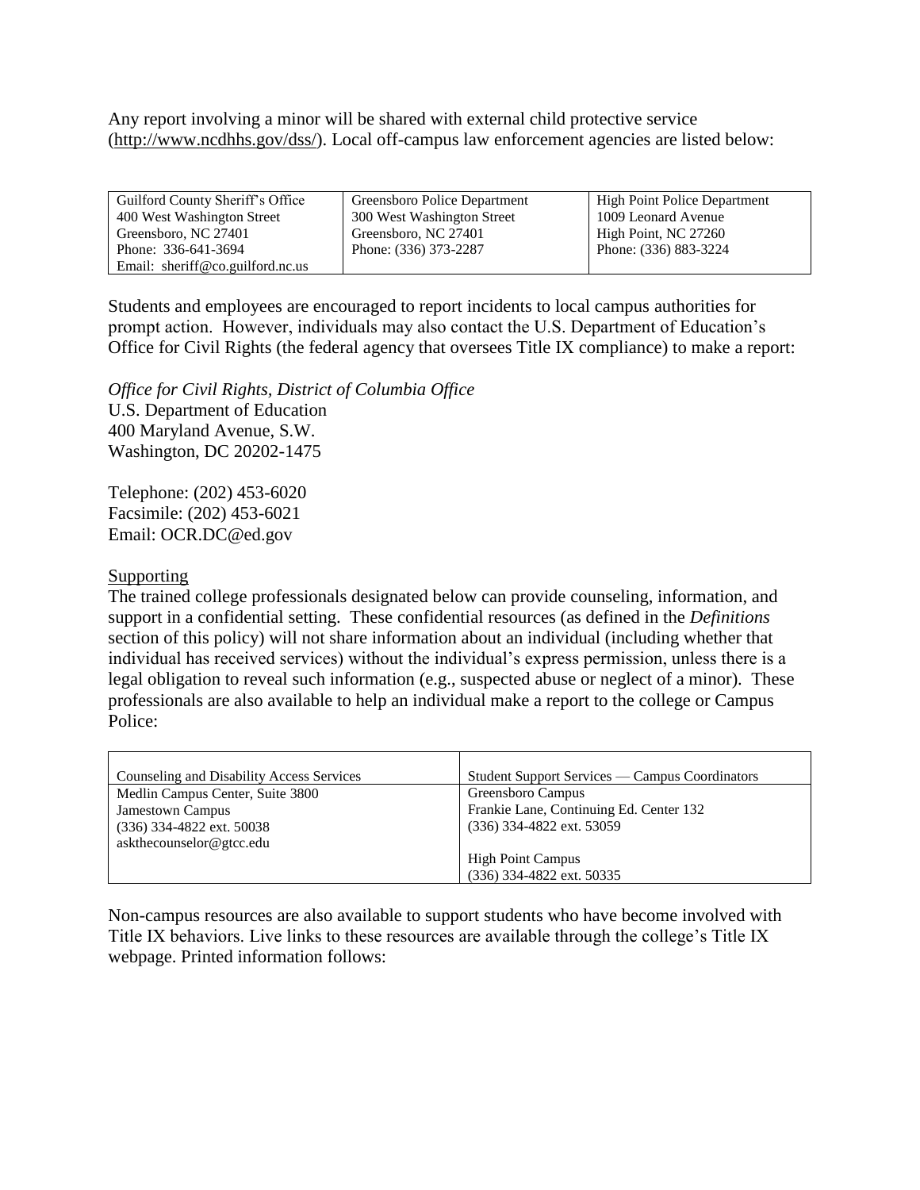Any report involving a minor will be shared with external child protective service (http://www.ncdhhs.gov/dss/). Local off-campus law enforcement agencies are listed below:

| Guilford County Sheriff's Office | Greensboro Police Department | High Point Police Department |
|---|---|---|
| 400 West Washington Street<br>Greensboro, NC 27401<br>Phone: 336-641-3694<br>Email: sheriff@co.guilford.nc.us | 300 West Washington Street<br>Greensboro, NC 27401<br>Phone: (336) 373-2287 | 1009 Leonard Avenue<br>High Point, NC 27260<br>Phone: (336) 883-3224 |

Students and employees are encouraged to report incidents to local campus authorities for prompt action. However, individuals may also contact the U.S. Department of Education's Office for Civil Rights (the federal agency that oversees Title IX compliance) to make a report:

*Office for Civil Rights, District of Columbia Office*
U.S. Department of Education
400 Maryland Avenue, S.W.
Washington, DC 20202-1475

Telephone: (202) 453-6020
Facsimile: (202) 453-6021
Email: OCR.DC@ed.gov

<u>Supporting</u>

The trained college professionals designated below can provide counseling, information, and support in a confidential setting. These confidential resources (as defined in the *Definitions* section of this policy) will not share information about an individual (including whether that individual has received services) without the individual's express permission, unless there is a legal obligation to reveal such information (e.g., suspected abuse or neglect of a minor). These professionals are also available to help an individual make a report to the college or Campus Police:

| Counseling and Disability Access Services | Student Support Services — Campus Coordinators |
|---|---|
| Medlin Campus Center, Suite 3800<br>Jamestown Campus<br>(336) 334-4822 ext. 50038<br>askthecounselor@gtcc.edu | Greensboro Campus<br>Frankie Lane, Continuing Ed. Center 132<br>(336) 334-4822 ext. 53059<br><br>High Point Campus<br>(336) 334-4822 ext. 50335 |

Non-campus resources are also available to support students who have become involved with Title IX behaviors. Live links to these resources are available through the college's Title IX webpage. Printed information follows: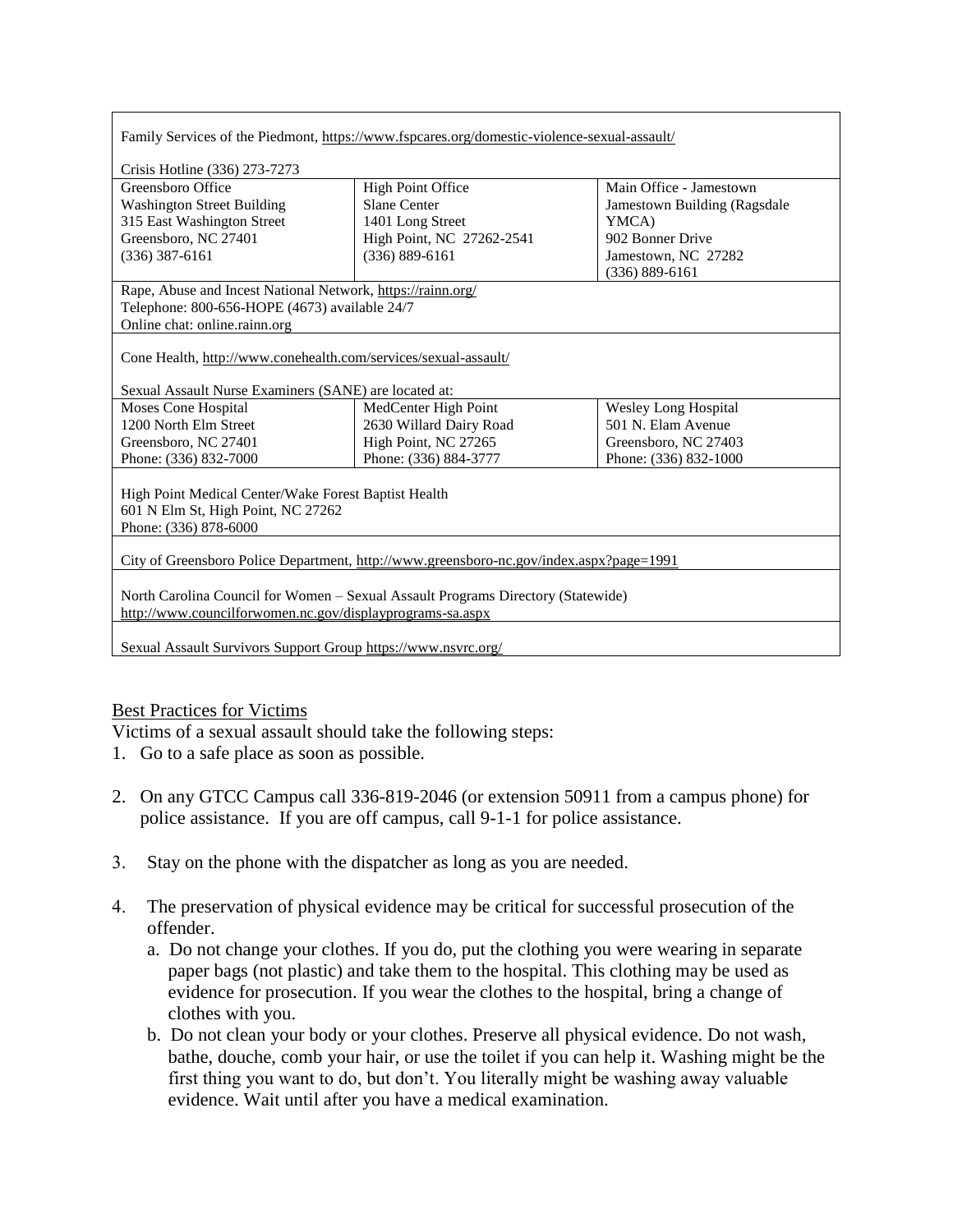| | | |
|---|---|---|
| Family Services of the Piedmont, https://www.fspcares.org/domestic-violence-sexual-assault/<br><br>Crisis Hotline (336) 273-7273 | | |
| Greensboro Office<br>Washington Street Building<br>315 East Washington Street<br>Greensboro, NC 27401<br>(336) 387-6161 | High Point Office<br>Slane Center<br>1401 Long Street<br>High Point, NC 27262-2541<br>(336) 889-6161 | Main Office - Jamestown<br>Jamestown Building (Ragsdale YMCA)<br>902 Bonner Drive<br>Jamestown, NC 27282<br>(336) 889-6161 |
| Rape, Abuse and Incest National Network, https://rainn.org/<br>Telephone: 800-656-HOPE (4673) available 24/7<br>Online chat: online.rainn.org | | |
| Cone Health, http://www.conehealth.com/services/sexual-assault/<br><br>Sexual Assault Nurse Examiners (SANE) are located at: | | |
| Moses Cone Hospital<br>1200 North Elm Street<br>Greensboro, NC 27401<br>Phone: (336) 832-7000 | MedCenter High Point<br>2630 Willard Dairy Road<br>High Point, NC 27265<br>Phone: (336) 884-3777 | Wesley Long Hospital<br>501 N. Elam Avenue<br>Greensboro, NC 27403<br>Phone: (336) 832-1000 |
| High Point Medical Center/Wake Forest Baptist Health<br>601 N Elm St, High Point, NC 27262<br>Phone: (336) 878-6000 | | |
| City of Greensboro Police Department, http://www.greensboro-nc.gov/index.aspx?page=1991 | | |
| North Carolina Council for Women – Sexual Assault Programs Directory (Statewide)<br>http://www.councilforwomen.nc.gov/displayprograms-sa.aspx | | |
| Sexual Assault Survivors Support Group https://www.nsvrc.org/ | | |

## Best Practices for Victims

Victims of a sexual assault should take the following steps:

1. Go to a safe place as soon as possible.

2. On any GTCC Campus call 336-819-2046 (or extension 50911 from a campus phone) for police assistance. If you are off campus, call 9-1-1 for police assistance.

3. Stay on the phone with the dispatcher as long as you are needed.

4. The preservation of physical evidence may be critical for successful prosecution of the offender.
   a. Do not change your clothes. If you do, put the clothing you were wearing in separate paper bags (not plastic) and take them to the hospital. This clothing may be used as evidence for prosecution. If you wear the clothes to the hospital, bring a change of clothes with you.
   b. Do not clean your body or your clothes. Preserve all physical evidence. Do not wash, bathe, douche, comb your hair, or use the toilet if you can help it. Washing might be the first thing you want to do, but don't. You literally might be washing away valuable evidence. Wait until after you have a medical examination.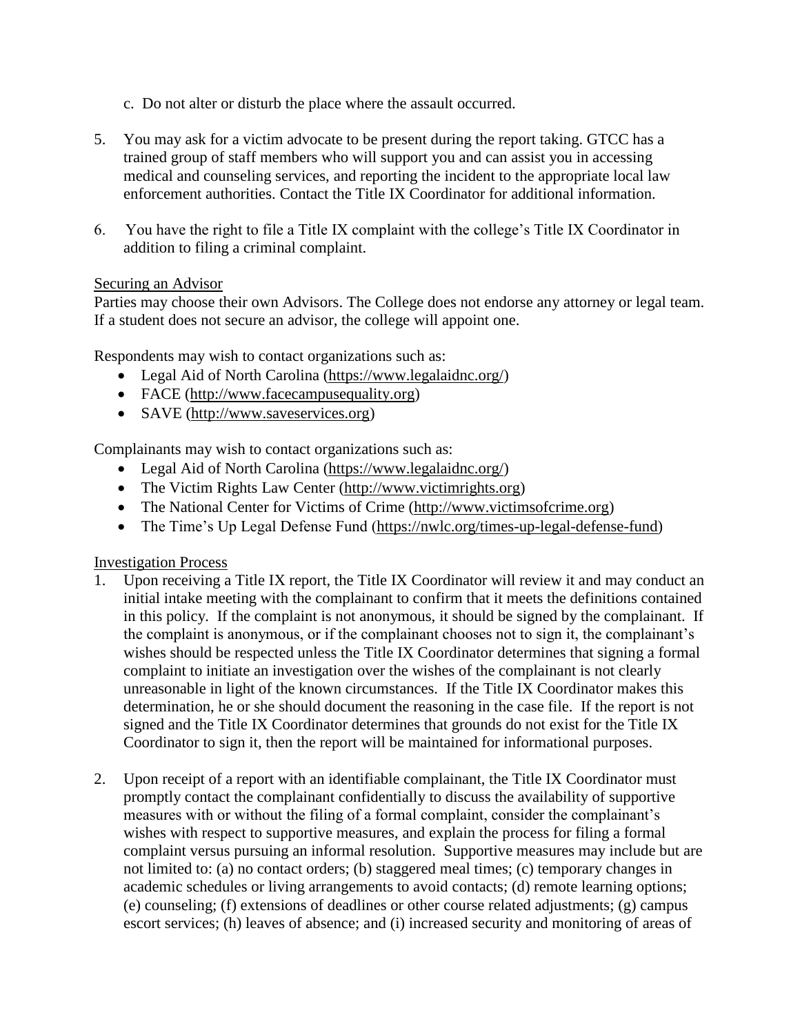c. Do not alter or disturb the place where the assault occurred.

5. You may ask for a victim advocate to be present during the report taking. GTCC has a trained group of staff members who will support you and can assist you in accessing medical and counseling services, and reporting the incident to the appropriate local law enforcement authorities. Contact the Title IX Coordinator for additional information.

6. You have the right to file a Title IX complaint with the college's Title IX Coordinator in addition to filing a criminal complaint.

Securing an Advisor

Parties may choose their own Advisors. The College does not endorse any attorney or legal team. If a student does not secure an advisor, the college will appoint one.

Respondents may wish to contact organizations such as:

- Legal Aid of North Carolina (https://www.legalaidnc.org/)
- FACE (http://www.facecampusequality.org)
- SAVE (http://www.saveservices.org)

Complainants may wish to contact organizations such as:

- Legal Aid of North Carolina (https://www.legalaidnc.org/)
- The Victim Rights Law Center (http://www.victimrights.org)
- The National Center for Victims of Crime (http://www.victimsofcrime.org)
- The Time's Up Legal Defense Fund (https://nwlc.org/times-up-legal-defense-fund)

Investigation Process

1. Upon receiving a Title IX report, the Title IX Coordinator will review it and may conduct an initial intake meeting with the complainant to confirm that it meets the definitions contained in this policy. If the complaint is not anonymous, it should be signed by the complainant. If the complaint is anonymous, or if the complainant chooses not to sign it, the complainant's wishes should be respected unless the Title IX Coordinator determines that signing a formal complaint to initiate an investigation over the wishes of the complainant is not clearly unreasonable in light of the known circumstances. If the Title IX Coordinator makes this determination, he or she should document the reasoning in the case file. If the report is not signed and the Title IX Coordinator determines that grounds do not exist for the Title IX Coordinator to sign it, then the report will be maintained for informational purposes.

2. Upon receipt of a report with an identifiable complainant, the Title IX Coordinator must promptly contact the complainant confidentially to discuss the availability of supportive measures with or without the filing of a formal complaint, consider the complainant's wishes with respect to supportive measures, and explain the process for filing a formal complaint versus pursuing an informal resolution. Supportive measures may include but are not limited to: (a) no contact orders; (b) staggered meal times; (c) temporary changes in academic schedules or living arrangements to avoid contacts; (d) remote learning options; (e) counseling; (f) extensions of deadlines or other course related adjustments; (g) campus escort services; (h) leaves of absence; and (i) increased security and monitoring of areas of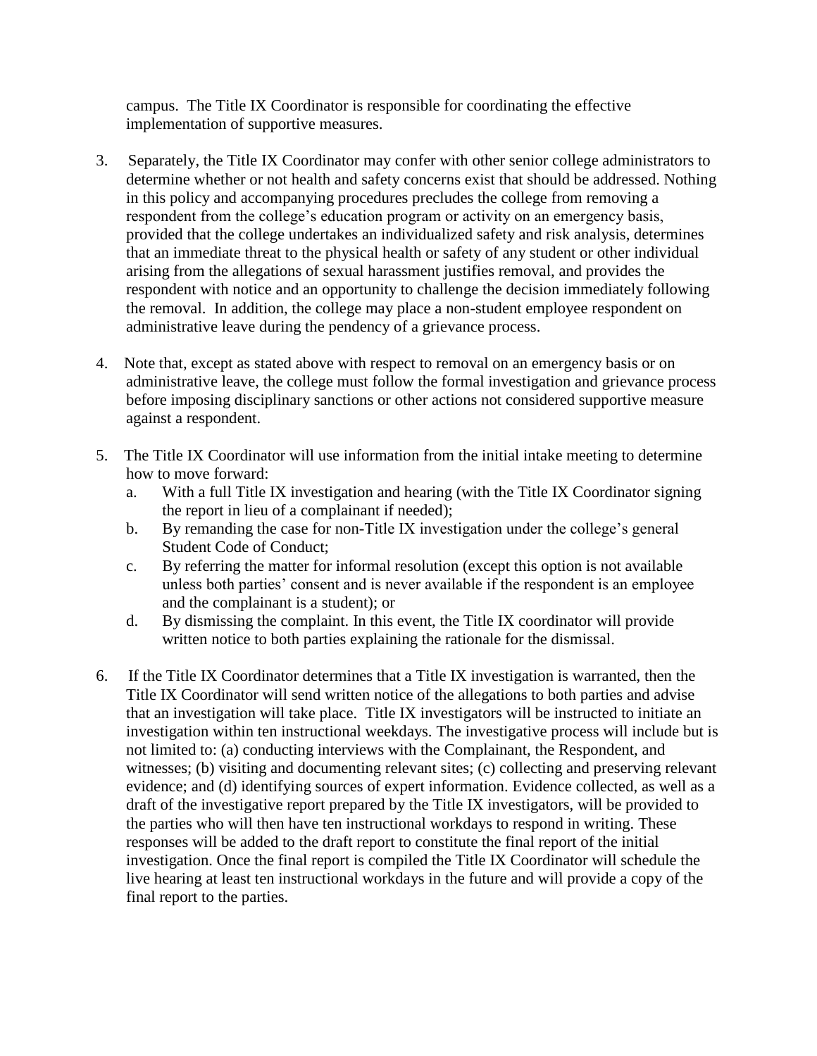campus. The Title IX Coordinator is responsible for coordinating the effective implementation of supportive measures.

3. Separately, the Title IX Coordinator may confer with other senior college administrators to determine whether or not health and safety concerns exist that should be addressed. Nothing in this policy and accompanying procedures precludes the college from removing a respondent from the college's education program or activity on an emergency basis, provided that the college undertakes an individualized safety and risk analysis, determines that an immediate threat to the physical health or safety of any student or other individual arising from the allegations of sexual harassment justifies removal, and provides the respondent with notice and an opportunity to challenge the decision immediately following the removal. In addition, the college may place a non-student employee respondent on administrative leave during the pendency of a grievance process.

4. Note that, except as stated above with respect to removal on an emergency basis or on administrative leave, the college must follow the formal investigation and grievance process before imposing disciplinary sanctions or other actions not considered supportive measure against a respondent.

5. The Title IX Coordinator will use information from the initial intake meeting to determine how to move forward:
   a. With a full Title IX investigation and hearing (with the Title IX Coordinator signing the report in lieu of a complainant if needed);
   b. By remanding the case for non-Title IX investigation under the college's general Student Code of Conduct;
   c. By referring the matter for informal resolution (except this option is not available unless both parties' consent and is never available if the respondent is an employee and the complainant is a student); or
   d. By dismissing the complaint. In this event, the Title IX coordinator will provide written notice to both parties explaining the rationale for the dismissal.

6. If the Title IX Coordinator determines that a Title IX investigation is warranted, then the Title IX Coordinator will send written notice of the allegations to both parties and advise that an investigation will take place. Title IX investigators will be instructed to initiate an investigation within ten instructional weekdays. The investigative process will include but is not limited to: (a) conducting interviews with the Complainant, the Respondent, and witnesses; (b) visiting and documenting relevant sites; (c) collecting and preserving relevant evidence; and (d) identifying sources of expert information. Evidence collected, as well as a draft of the investigative report prepared by the Title IX investigators, will be provided to the parties who will then have ten instructional workdays to respond in writing. These responses will be added to the draft report to constitute the final report of the initial investigation. Once the final report is compiled the Title IX Coordinator will schedule the live hearing at least ten instructional workdays in the future and will provide a copy of the final report to the parties.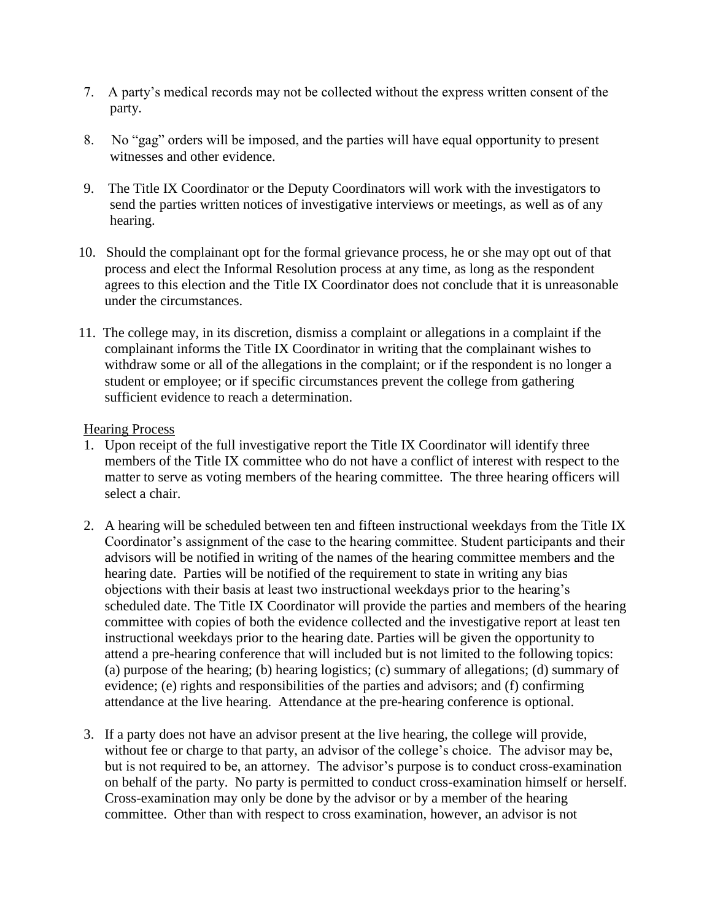7. A party's medical records may not be collected without the express written consent of the party.

8. No "gag" orders will be imposed, and the parties will have equal opportunity to present witnesses and other evidence.

9. The Title IX Coordinator or the Deputy Coordinators will work with the investigators to send the parties written notices of investigative interviews or meetings, as well as of any hearing.

10. Should the complainant opt for the formal grievance process, he or she may opt out of that process and elect the Informal Resolution process at any time, as long as the respondent agrees to this election and the Title IX Coordinator does not conclude that it is unreasonable under the circumstances.

11. The college may, in its discretion, dismiss a complaint or allegations in a complaint if the complainant informs the Title IX Coordinator in writing that the complainant wishes to withdraw some or all of the allegations in the complaint; or if the respondent is no longer a student or employee; or if specific circumstances prevent the college from gathering sufficient evidence to reach a determination.

<u>Hearing Process</u>

1. Upon receipt of the full investigative report the Title IX Coordinator will identify three members of the Title IX committee who do not have a conflict of interest with respect to the matter to serve as voting members of the hearing committee. The three hearing officers will select a chair.

2. A hearing will be scheduled between ten and fifteen instructional weekdays from the Title IX Coordinator's assignment of the case to the hearing committee. Student participants and their advisors will be notified in writing of the names of the hearing committee members and the hearing date. Parties will be notified of the requirement to state in writing any bias objections with their basis at least two instructional weekdays prior to the hearing's scheduled date. The Title IX Coordinator will provide the parties and members of the hearing committee with copies of both the evidence collected and the investigative report at least ten instructional weekdays prior to the hearing date. Parties will be given the opportunity to attend a pre-hearing conference that will included but is not limited to the following topics: (a) purpose of the hearing; (b) hearing logistics; (c) summary of allegations; (d) summary of evidence; (e) rights and responsibilities of the parties and advisors; and (f) confirming attendance at the live hearing. Attendance at the pre-hearing conference is optional.

3. If a party does not have an advisor present at the live hearing, the college will provide, without fee or charge to that party, an advisor of the college's choice. The advisor may be, but is not required to be, an attorney. The advisor's purpose is to conduct cross-examination on behalf of the party. No party is permitted to conduct cross-examination himself or herself. Cross-examination may only be done by the advisor or by a member of the hearing committee. Other than with respect to cross examination, however, an advisor is not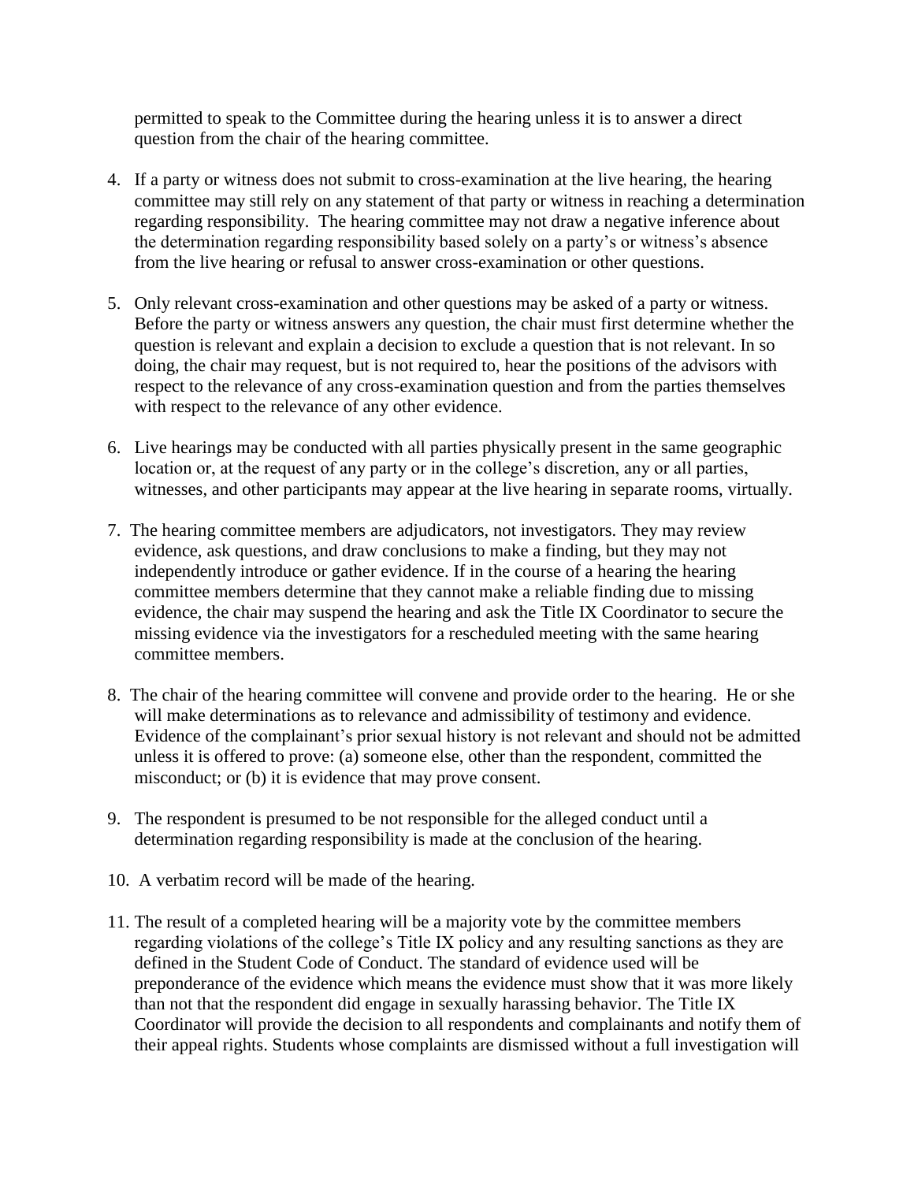permitted to speak to the Committee during the hearing unless it is to answer a direct question from the chair of the hearing committee.

4. If a party or witness does not submit to cross-examination at the live hearing, the hearing committee may still rely on any statement of that party or witness in reaching a determination regarding responsibility. The hearing committee may not draw a negative inference about the determination regarding responsibility based solely on a party's or witness's absence from the live hearing or refusal to answer cross-examination or other questions.

5. Only relevant cross-examination and other questions may be asked of a party or witness. Before the party or witness answers any question, the chair must first determine whether the question is relevant and explain a decision to exclude a question that is not relevant. In so doing, the chair may request, but is not required to, hear the positions of the advisors with respect to the relevance of any cross-examination question and from the parties themselves with respect to the relevance of any other evidence.

6. Live hearings may be conducted with all parties physically present in the same geographic location or, at the request of any party or in the college's discretion, any or all parties, witnesses, and other participants may appear at the live hearing in separate rooms, virtually.

7. The hearing committee members are adjudicators, not investigators. They may review evidence, ask questions, and draw conclusions to make a finding, but they may not independently introduce or gather evidence. If in the course of a hearing the hearing committee members determine that they cannot make a reliable finding due to missing evidence, the chair may suspend the hearing and ask the Title IX Coordinator to secure the missing evidence via the investigators for a rescheduled meeting with the same hearing committee members.

8. The chair of the hearing committee will convene and provide order to the hearing. He or she will make determinations as to relevance and admissibility of testimony and evidence. Evidence of the complainant's prior sexual history is not relevant and should not be admitted unless it is offered to prove: (a) someone else, other than the respondent, committed the misconduct; or (b) it is evidence that may prove consent.

9. The respondent is presumed to be not responsible for the alleged conduct until a determination regarding responsibility is made at the conclusion of the hearing.

10. A verbatim record will be made of the hearing.

11. The result of a completed hearing will be a majority vote by the committee members regarding violations of the college's Title IX policy and any resulting sanctions as they are defined in the Student Code of Conduct. The standard of evidence used will be preponderance of the evidence which means the evidence must show that it was more likely than not that the respondent did engage in sexually harassing behavior. The Title IX Coordinator will provide the decision to all respondents and complainants and notify them of their appeal rights. Students whose complaints are dismissed without a full investigation will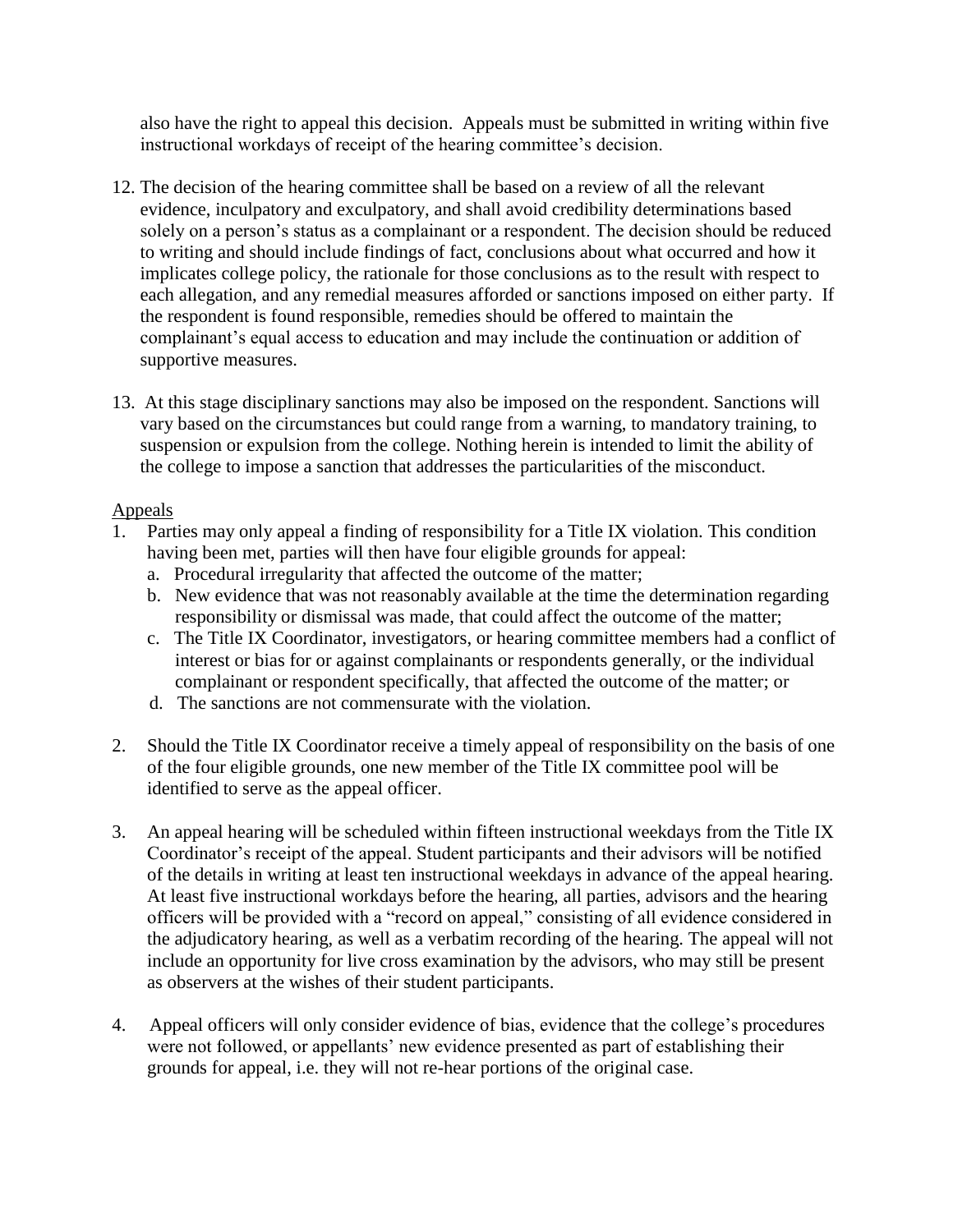also have the right to appeal this decision. Appeals must be submitted in writing within five instructional workdays of receipt of the hearing committee's decision.

12. The decision of the hearing committee shall be based on a review of all the relevant evidence, inculpatory and exculpatory, and shall avoid credibility determinations based solely on a person's status as a complainant or a respondent. The decision should be reduced to writing and should include findings of fact, conclusions about what occurred and how it implicates college policy, the rationale for those conclusions as to the result with respect to each allegation, and any remedial measures afforded or sanctions imposed on either party. If the respondent is found responsible, remedies should be offered to maintain the complainant's equal access to education and may include the continuation or addition of supportive measures.

13. At this stage disciplinary sanctions may also be imposed on the respondent. Sanctions will vary based on the circumstances but could range from a warning, to mandatory training, to suspension or expulsion from the college. Nothing herein is intended to limit the ability of the college to impose a sanction that addresses the particularities of the misconduct.

<u>Appeals</u>

1. Parties may only appeal a finding of responsibility for a Title IX violation. This condition having been met, parties will then have four eligible grounds for appeal:
   a. Procedural irregularity that affected the outcome of the matter;
   b. New evidence that was not reasonably available at the time the determination regarding responsibility or dismissal was made, that could affect the outcome of the matter;
   c. The Title IX Coordinator, investigators, or hearing committee members had a conflict of interest or bias for or against complainants or respondents generally, or the individual complainant or respondent specifically, that affected the outcome of the matter; or
   d. The sanctions are not commensurate with the violation.

2. Should the Title IX Coordinator receive a timely appeal of responsibility on the basis of one of the four eligible grounds, one new member of the Title IX committee pool will be identified to serve as the appeal officer.

3. An appeal hearing will be scheduled within fifteen instructional weekdays from the Title IX Coordinator's receipt of the appeal. Student participants and their advisors will be notified of the details in writing at least ten instructional weekdays in advance of the appeal hearing. At least five instructional workdays before the hearing, all parties, advisors and the hearing officers will be provided with a "record on appeal," consisting of all evidence considered in the adjudicatory hearing, as well as a verbatim recording of the hearing. The appeal will not include an opportunity for live cross examination by the advisors, who may still be present as observers at the wishes of their student participants.

4. Appeal officers will only consider evidence of bias, evidence that the college's procedures were not followed, or appellants' new evidence presented as part of establishing their grounds for appeal, i.e. they will not re-hear portions of the original case.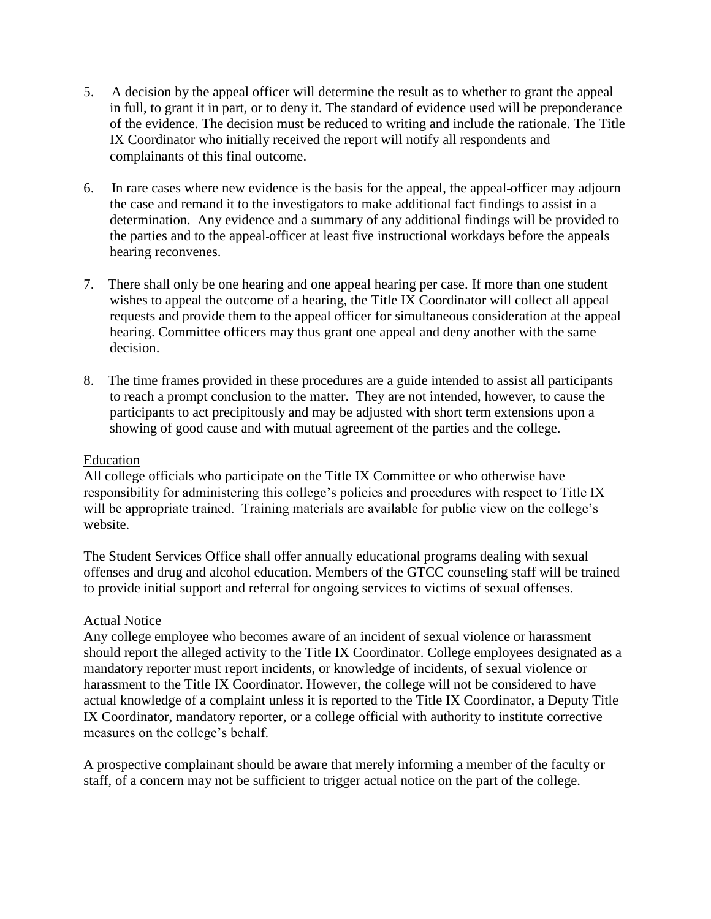5. A decision by the appeal officer will determine the result as to whether to grant the appeal in full, to grant it in part, or to deny it. The standard of evidence used will be preponderance of the evidence. The decision must be reduced to writing and include the rationale. The Title IX Coordinator who initially received the report will notify all respondents and complainants of this final outcome.

6. In rare cases where new evidence is the basis for the appeal, the appeal-officer may adjourn the case and remand it to the investigators to make additional fact findings to assist in a determination. Any evidence and a summary of any additional findings will be provided to the parties and to the appeal officer at least five instructional workdays before the appeals hearing reconvenes.

7. There shall only be one hearing and one appeal hearing per case. If more than one student wishes to appeal the outcome of a hearing, the Title IX Coordinator will collect all appeal requests and provide them to the appeal officer for simultaneous consideration at the appeal hearing. Committee officers may thus grant one appeal and deny another with the same decision.

8. The time frames provided in these procedures are a guide intended to assist all participants to reach a prompt conclusion to the matter. They are not intended, however, to cause the participants to act precipitously and may be adjusted with short term extensions upon a showing of good cause and with mutual agreement of the parties and the college.

<u>Education</u>

All college officials who participate on the Title IX Committee or who otherwise have responsibility for administering this college's policies and procedures with respect to Title IX will be appropriate trained. Training materials are available for public view on the college's website.

The Student Services Office shall offer annually educational programs dealing with sexual offenses and drug and alcohol education. Members of the GTCC counseling staff will be trained to provide initial support and referral for ongoing services to victims of sexual offenses.

<u>Actual Notice</u>

Any college employee who becomes aware of an incident of sexual violence or harassment should report the alleged activity to the Title IX Coordinator. College employees designated as a mandatory reporter must report incidents, or knowledge of incidents, of sexual violence or harassment to the Title IX Coordinator. However, the college will not be considered to have actual knowledge of a complaint unless it is reported to the Title IX Coordinator, a Deputy Title IX Coordinator, mandatory reporter, or a college official with authority to institute corrective measures on the college's behalf.

A prospective complainant should be aware that merely informing a member of the faculty or staff, of a concern may not be sufficient to trigger actual notice on the part of the college.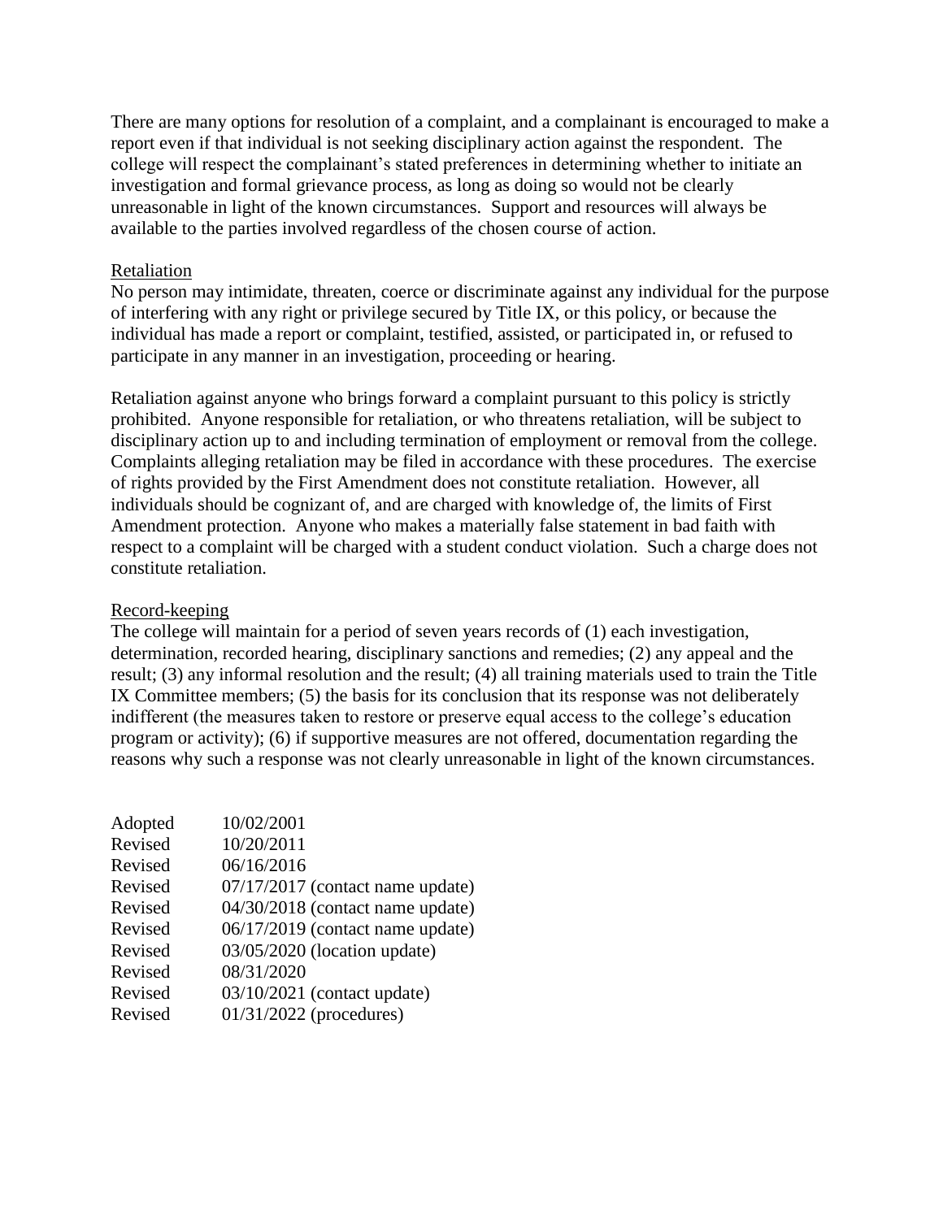There are many options for resolution of a complaint, and a complainant is encouraged to make a report even if that individual is not seeking disciplinary action against the respondent. The college will respect the complainant's stated preferences in determining whether to initiate an investigation and formal grievance process, as long as doing so would not be clearly unreasonable in light of the known circumstances. Support and resources will always be available to the parties involved regardless of the chosen course of action.

<u>Retaliation</u>

No person may intimidate, threaten, coerce or discriminate against any individual for the purpose of interfering with any right or privilege secured by Title IX, or this policy, or because the individual has made a report or complaint, testified, assisted, or participated in, or refused to participate in any manner in an investigation, proceeding or hearing.

Retaliation against anyone who brings forward a complaint pursuant to this policy is strictly prohibited. Anyone responsible for retaliation, or who threatens retaliation, will be subject to disciplinary action up to and including termination of employment or removal from the college. Complaints alleging retaliation may be filed in accordance with these procedures. The exercise of rights provided by the First Amendment does not constitute retaliation. However, all individuals should be cognizant of, and are charged with knowledge of, the limits of First Amendment protection. Anyone who makes a materially false statement in bad faith with respect to a complaint will be charged with a student conduct violation. Such a charge does not constitute retaliation.

<u>Record-keeping</u>

The college will maintain for a period of seven years records of (1) each investigation, determination, recorded hearing, disciplinary sanctions and remedies; (2) any appeal and the result; (3) any informal resolution and the result; (4) all training materials used to train the Title IX Committee members; (5) the basis for its conclusion that its response was not deliberately indifferent (the measures taken to restore or preserve equal access to the college's education program or activity); (6) if supportive measures are not offered, documentation regarding the reasons why such a response was not clearly unreasonable in light of the known circumstances.

| | |
|---|---|
| Adopted | 10/02/2001 |
| Revised | 10/20/2011 |
| Revised | 06/16/2016 |
| Revised | 07/17/2017 (contact name update) |
| Revised | 04/30/2018 (contact name update) |
| Revised | 06/17/2019 (contact name update) |
| Revised | 03/05/2020 (location update) |
| Revised | 08/31/2020 |
| Revised | 03/10/2021 (contact update) |
| Revised | 01/31/2022 (procedures) |